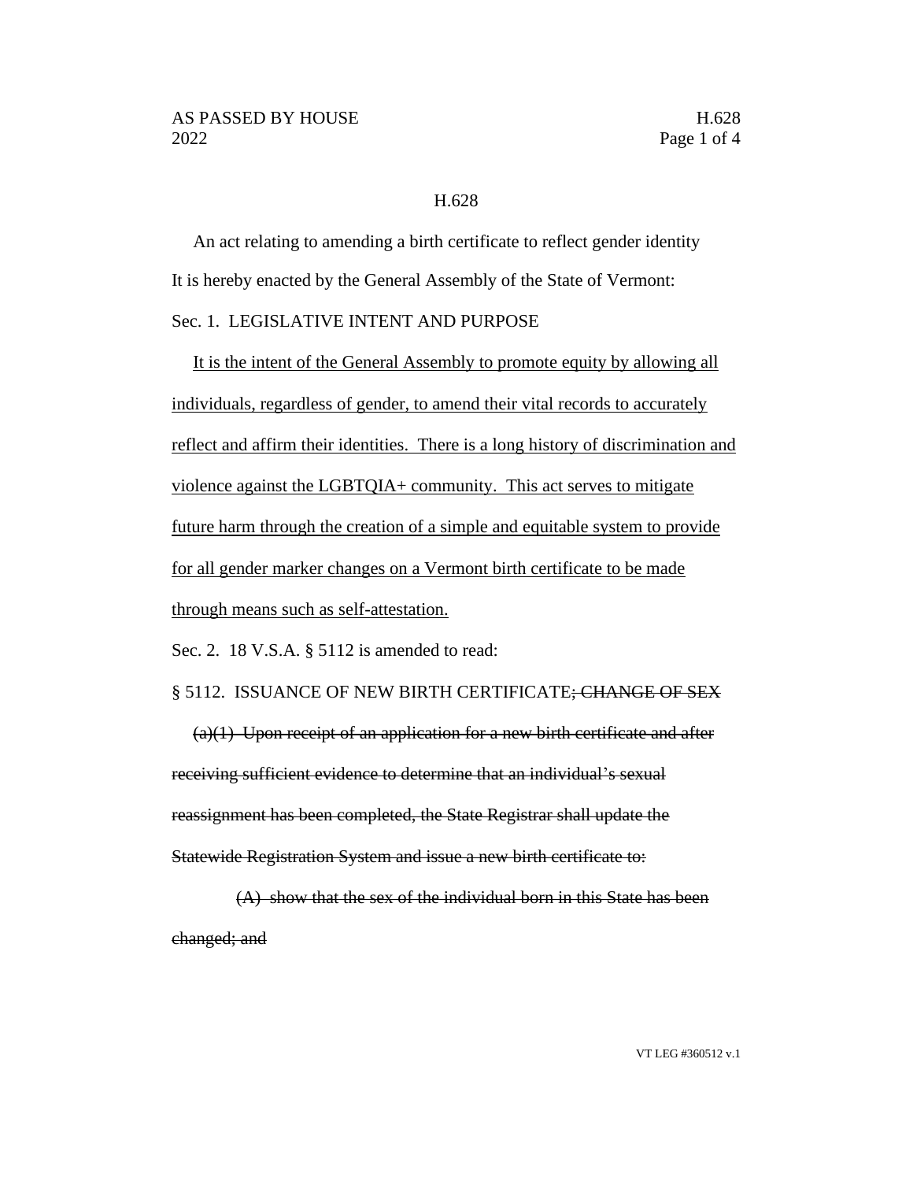# H.628

An act relating to amending a birth certificate to reflect gender identity

It is hereby enacted by the General Assembly of the State of Vermont:

Sec. 1. LEGISLATIVE INTENT AND PURPOSE

<u>It is the intent of the General Assembly to promote equity by allowing all individuals, regardless of gender, to amend their vital records to accurately reflect and affirm their identities. There is a long history of discrimination and violence against the LGBTQIA+ community. This act serves to mitigate future harm through the creation of a simple and equitable system to provide for all gender marker changes on a Vermont birth certificate to be made through means such as self-attestation.</u>

Sec. 2. 18 V.S.A. § 5112 is amended to read:

§ 5112. ISSUANCE OF NEW BIRTH CERTIFICATE~~; CHANGE OF SEX~~

~~(a)(1) Upon receipt of an application for a new birth certificate and after receiving sufficient evidence to determine that an individual's sexual reassignment has been completed, the State Registrar shall update the Statewide Registration System and issue a new birth certificate to:~~

~~(A) show that the sex of the individual born in this State has been changed; and~~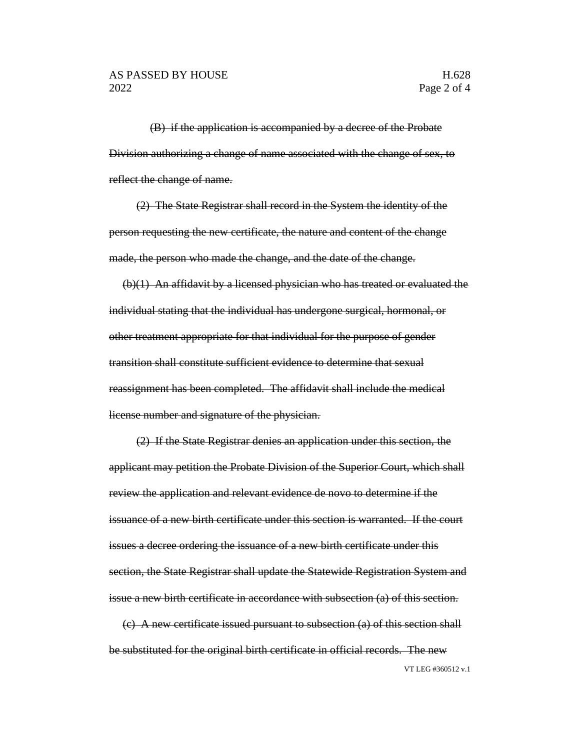~~(B) if the application is accompanied by a decree of the Probate Division authorizing a change of name associated with the change of sex, to reflect the change of name.~~

~~(2) The State Registrar shall record in the System the identity of the person requesting the new certificate, the nature and content of the change made, the person who made the change, and the date of the change.~~

~~(b)(1) An affidavit by a licensed physician who has treated or evaluated the individual stating that the individual has undergone surgical, hormonal, or other treatment appropriate for that individual for the purpose of gender transition shall constitute sufficient evidence to determine that sexual reassignment has been completed. The affidavit shall include the medical license number and signature of the physician.~~

~~(2) If the State Registrar denies an application under this section, the applicant may petition the Probate Division of the Superior Court, which shall review the application and relevant evidence de novo to determine if the issuance of a new birth certificate under this section is warranted. If the court issues a decree ordering the issuance of a new birth certificate under this section, the State Registrar shall update the Statewide Registration System and issue a new birth certificate in accordance with subsection (a) of this section.~~

~~(c) A new certificate issued pursuant to subsection (a) of this section shall be substituted for the original birth certificate in official records. The new~~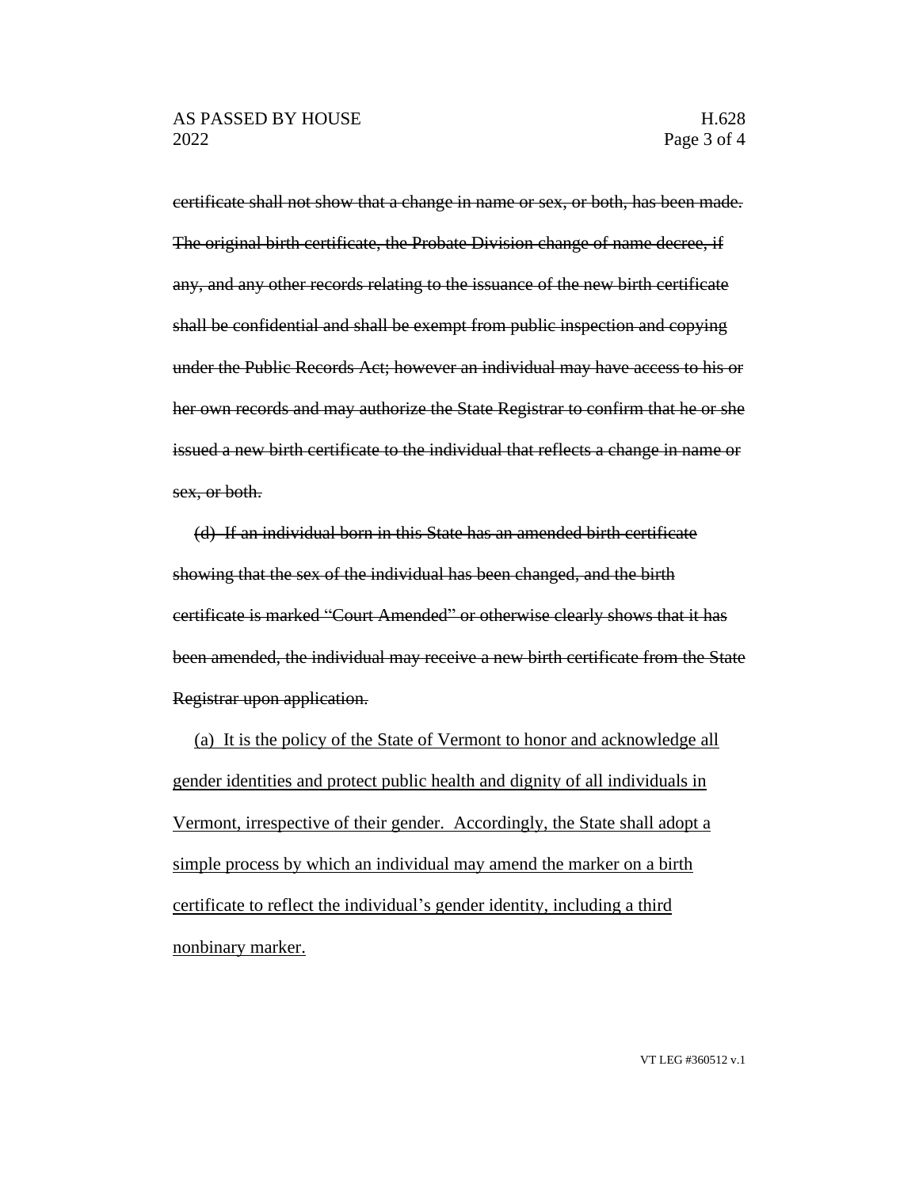~~certificate shall not show that a change in name or sex, or both, has been made. The original birth certificate, the Probate Division change of name decree, if any, and any other records relating to the issuance of the new birth certificate shall be confidential and shall be exempt from public inspection and copying under the Public Records Act; however an individual may have access to his or her own records and may authorize the State Registrar to confirm that he or she issued a new birth certificate to the individual that reflects a change in name or sex, or both.~~

~~(d) If an individual born in this State has an amended birth certificate showing that the sex of the individual has been changed, and the birth certificate is marked "Court Amended" or otherwise clearly shows that it has been amended, the individual may receive a new birth certificate from the State Registrar upon application.~~

<u>(a) It is the policy of the State of Vermont to honor and acknowledge all gender identities and protect public health and dignity of all individuals in Vermont, irrespective of their gender. Accordingly, the State shall adopt a simple process by which an individual may amend the marker on a birth certificate to reflect the individual's gender identity, including a third nonbinary marker.</u>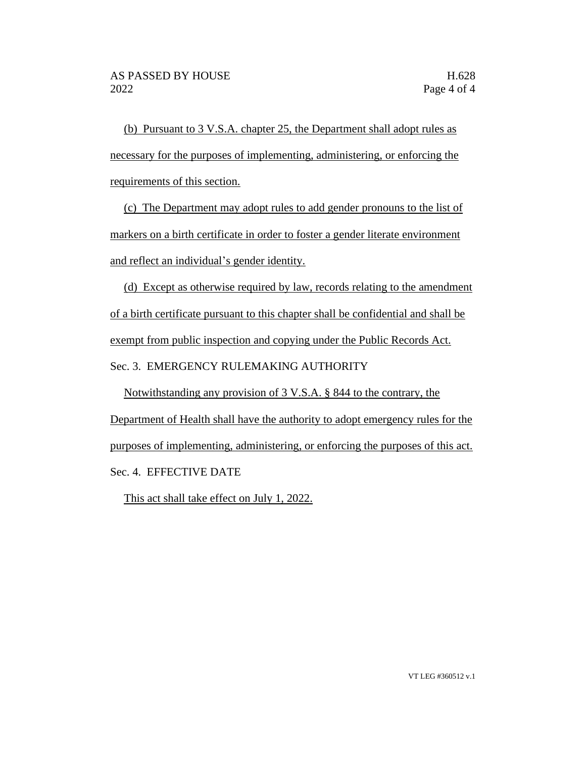(b) Pursuant to 3 V.S.A. chapter 25, the Department shall adopt rules as necessary for the purposes of implementing, administering, or enforcing the requirements of this section.

(c) The Department may adopt rules to add gender pronouns to the list of markers on a birth certificate in order to foster a gender literate environment and reflect an individual's gender identity.

(d) Except as otherwise required by law, records relating to the amendment of a birth certificate pursuant to this chapter shall be confidential and shall be exempt from public inspection and copying under the Public Records Act.

Sec. 3. EMERGENCY RULEMAKING AUTHORITY

Notwithstanding any provision of 3 V.S.A. § 844 to the contrary, the Department of Health shall have the authority to adopt emergency rules for the purposes of implementing, administering, or enforcing the purposes of this act.

Sec. 4. EFFECTIVE DATE

This act shall take effect on July 1, 2022.